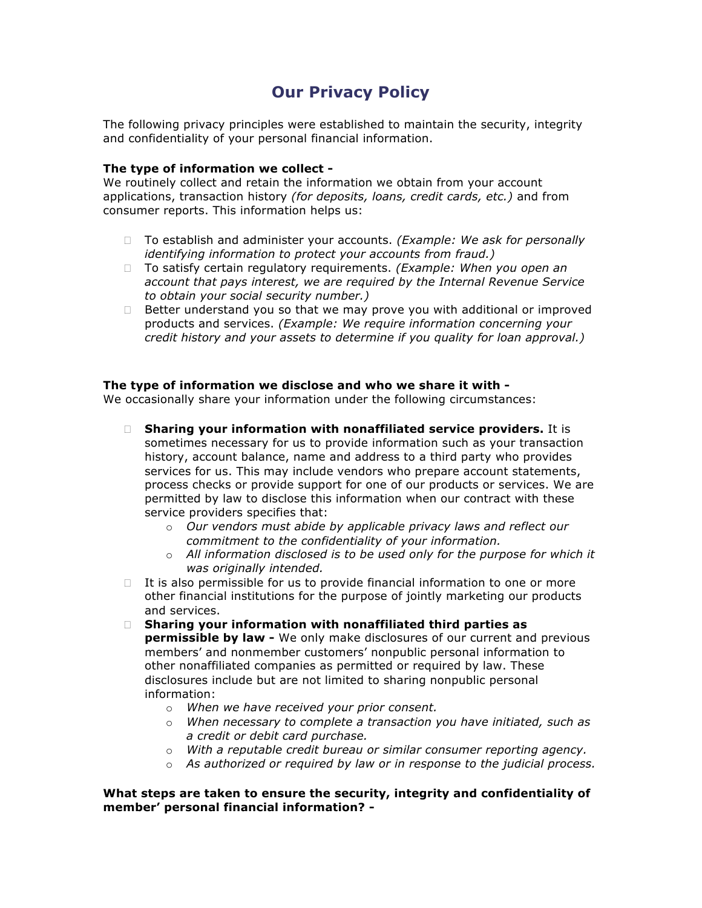# Our Privacy Policy

The following privacy principles were established to maintain the security, integrity and confidentiality of your personal financial information.

**The type of information we collect -**
We routinely collect and retain the information we obtain from your account applications, transaction history *(for deposits, loans, credit cards, etc.)* and from consumer reports. This information helps us:

- To establish and administer your accounts. *(Example: We ask for personally identifying information to protect your accounts from fraud.)*
- To satisfy certain regulatory requirements. *(Example: When you open an account that pays interest, we are required by the Internal Revenue Service to obtain your social security number.)*
- Better understand you so that we may prove you with additional or improved products and services. *(Example: We require information concerning your credit history and your assets to determine if you quality for loan approval.)*

**The type of information we disclose and who we share it with -**
We occasionally share your information under the following circumstances:

- **Sharing your information with nonaffiliated service providers.** It is sometimes necessary for us to provide information such as your transaction history, account balance, name and address to a third party who provides services for us. This may include vendors who prepare account statements, process checks or provide support for one of our products or services. We are permitted by law to disclose this information when our contract with these service providers specifies that:
  - *Our vendors must abide by applicable privacy laws and reflect our commitment to the confidentiality of your information.*
  - *All information disclosed is to be used only for the purpose for which it was originally intended.*
- It is also permissible for us to provide financial information to one or more other financial institutions for the purpose of jointly marketing our products and services.
- **Sharing your information with nonaffiliated third parties as permissible by law -** We only make disclosures of our current and previous members' and nonmember customers' nonpublic personal information to other nonaffiliated companies as permitted or required by law. These disclosures include but are not limited to sharing nonpublic personal information:
  - *When we have received your prior consent.*
  - *When necessary to complete a transaction you have initiated, such as a credit or debit card purchase.*
  - *With a reputable credit bureau or similar consumer reporting agency.*
  - *As authorized or required by law or in response to the judicial process.*

**What steps are taken to ensure the security, integrity and confidentiality of member' personal financial information? -**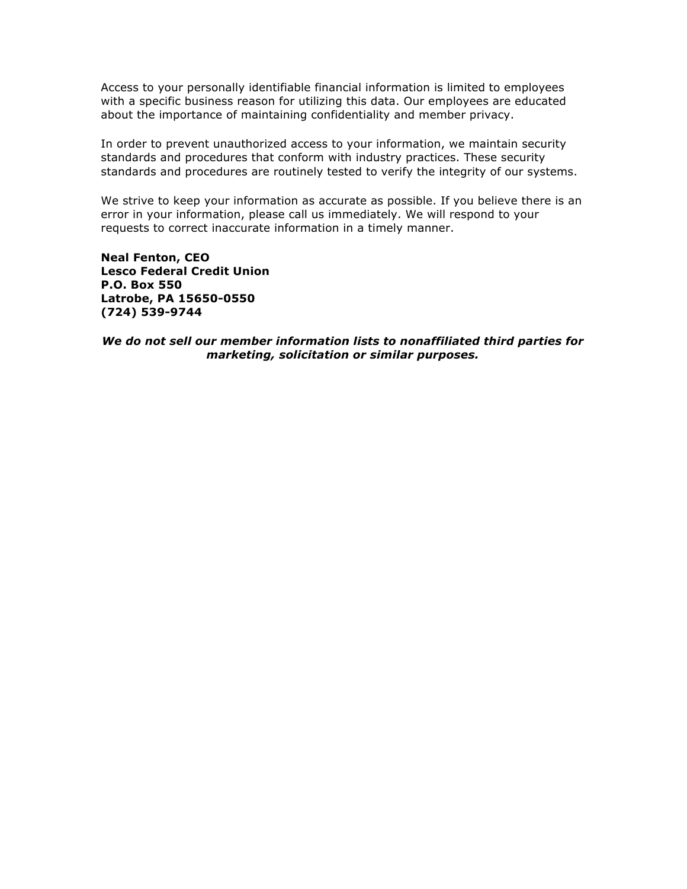Access to your personally identifiable financial information is limited to employees with a specific business reason for utilizing this data. Our employees are educated about the importance of maintaining confidentiality and member privacy.

In order to prevent unauthorized access to your information, we maintain security standards and procedures that conform with industry practices. These security standards and procedures are routinely tested to verify the integrity of our systems.

We strive to keep your information as accurate as possible. If you believe there is an error in your information, please call us immediately. We will respond to your requests to correct inaccurate information in a timely manner.

**Neal Fenton, CEO**
**Lesco Federal Credit Union**
**P.O. Box 550**
**Latrobe, PA 15650-0550**
**(724) 539-9744**

***We do not sell our member information lists to nonaffiliated third parties for marketing, solicitation or similar purposes.***